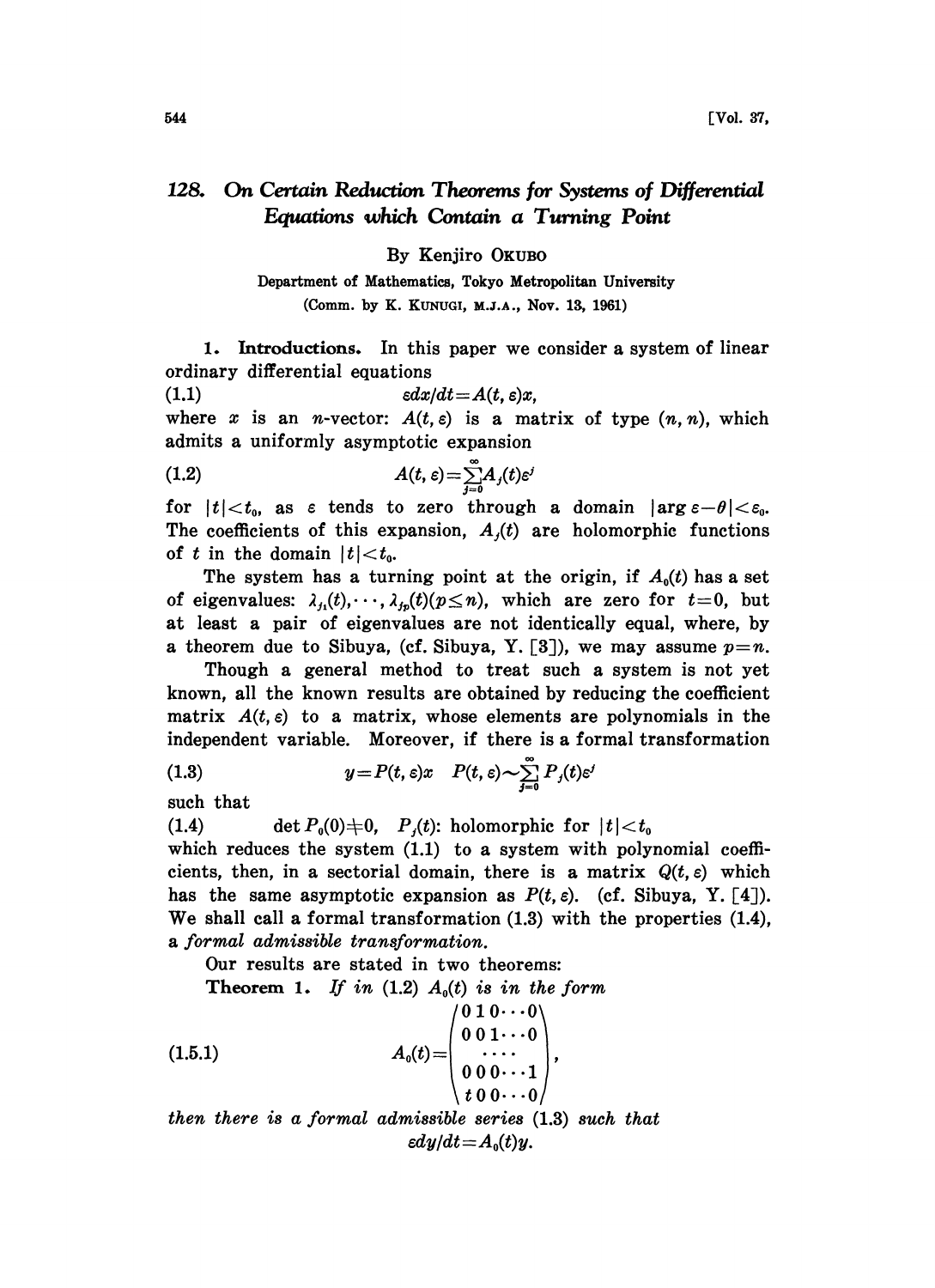# 128. On Certain Reduction Theorems for Systems of Differential Equations which Contain a Turning Point

By Kenjiro OKUBO

Department of Mathematics, Tokyo Metropolitan University

(Comm. by K. KUNUGI, M.J.A., Nov. 13, 1961)

**1. Introductions.** In this paper we consider a system of linear ordinary differential equations

$$\varepsilon dx/dt = A(t, \varepsilon)x, \tag{1.1}$$

where $x$ is an $n$-vector: $A(t, \varepsilon)$ is a matrix of type $(n, n)$, which admits a uniformly asymptotic expansion

$$A(t, \varepsilon) = \sum_{j=0}^{\infty} A_j(t)\varepsilon^j \tag{1.2}$$

for $|t| < t_0$, as $\varepsilon$ tends to zero through a domain $|\arg \varepsilon - \theta| < \varepsilon_0$. The coefficients of this expansion, $A_j(t)$ are holomorphic functions of $t$ in the domain $|t| < t_0$.

The system has a turning point at the origin, if $A_0(t)$ has a set of eigenvalues: $\lambda_{j_1}(t), \cdots, \lambda_{j_p}(t) (p \leq n)$, which are zero for $t=0$, but at least a pair of eigenvalues are not identically equal, where, by a theorem due to Sibuya, (cf. Sibuya, Y. [3]), we may assume $p=n$.

Though a general method to treat such a system is not yet known, all the known results are obtained by reducing the coefficient matrix $A(t, \varepsilon)$ to a matrix, whose elements are polynomials in the independent variable. Moreover, if there is a formal transformation

$$y = P(t, \varepsilon)x \quad P(t, \varepsilon) \sim \sum_{j=0}^{\infty} P_j(t)\varepsilon^j \tag{1.3}$$

such that

$$\det P_0(0) \neq 0, \quad P_j(t)\text{: holomorphic for } |t| < t_0 \tag{1.4}$$

which reduces the system (1.1) to a system with polynomial coefficients, then, in a sectorial domain, there is a matrix $Q(t, \varepsilon)$ which has the same asymptotic expansion as $P(t, \varepsilon)$. (cf. Sibuya, Y. [4]). We shall call a formal transformation (1.3) with the properties (1.4), a *formal admissible transformation.*

Our results are stated in two theorems:

**Theorem 1.** *If in (1.2) $A_0(t)$ is in the form*

$$A_0(t) = \begin{pmatrix} 0 & 1 & 0 & \cdots & 0 \\ 0 & 0 & 1 & \cdots & 0 \\ & & \cdots & & \\ 0 & 0 & 0 & \cdots & 1 \\ t & 0 & 0 & \cdots & 0 \end{pmatrix}, \tag{1.5.1}$$

*then there is a formal admissible series (1.3) such that*

$$\varepsilon dy/dt = A_0(t)y.$$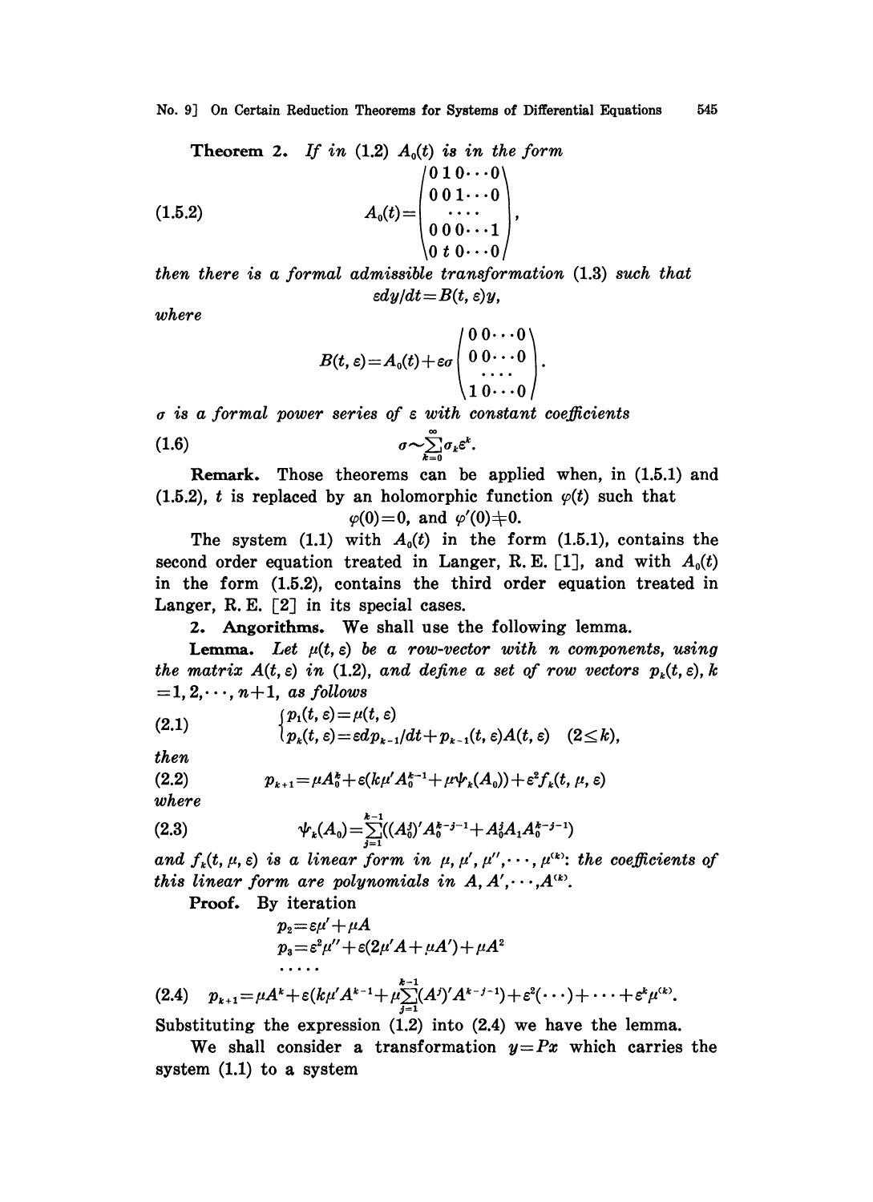**Theorem 2.** *If in* (1.2) $A_0(t)$ *is in the form*

$$A_0(t)=\begin{pmatrix} 0\,1\,0\cdots 0 \\ 0\,0\,1\cdots 0 \\ \cdots\cdot \\ 0\,0\,0\cdots 1 \\ 0\,t\,0\cdots 0 \end{pmatrix}, \tag{1.5.2}$$

*then there is a formal admissible transformation* (1.3) *such that*

$$\varepsilon dy/dt=B(t,\varepsilon)y,$$

*where*

$$B(t,\varepsilon)=A_0(t)+\varepsilon\sigma\begin{pmatrix} 0\,0\cdots 0 \\ 0\,0\cdots 0 \\ \cdots\cdot \\ 1\,0\cdots 0 \end{pmatrix}.$$

$\sigma$ *is a formal power series of* $\varepsilon$ *with constant coefficients*

$$\sigma\sim\sum_{k=0}^{\infty}\sigma_k\varepsilon^k. \tag{1.6}$$

**Remark.** Those theorems can be applied when, in (1.5.1) and (1.5.2), $t$ is replaced by an holomorphic function $\varphi(t)$ such that

$$\varphi(0)=0,\ \text{and}\ \varphi'(0)\neq 0.$$

The system (1.1) with $A_0(t)$ in the form (1.5.1), contains the second order equation treated in Langer, R. E. [1], and with $A_0(t)$ in the form (1.5.2), contains the third order equation treated in Langer, R. E. [2] in its special cases.

**2. Angorithms.** We shall use the following lemma.

**Lemma.** *Let* $\mu(t,\varepsilon)$ *be a row-vector with* $n$ *components, using the matrix* $A(t,\varepsilon)$ *in* (1.2), *and define a set of row vectors* $p_k(t,\varepsilon)$, $k=1,2,\cdots,n+1$, *as follows*

$$\begin{cases} p_1(t,\varepsilon)=\mu(t,\varepsilon) \\ p_k(t,\varepsilon)=\varepsilon dp_{k-1}/dt+p_{k-1}(t,\varepsilon)A(t,\varepsilon) \quad (2\leq k), \end{cases} \tag{2.1}$$

*then*

$$p_{k+1}=\mu A_0^k+\varepsilon(k\mu' A_0^{k-1}+\mu\Psi_k(A_0))+\varepsilon^2 f_k(t,\mu,\varepsilon) \tag{2.2}$$

*where*

$$\Psi_k(A_0)=\sum_{j=1}^{k-1}((A_0^j)'A_0^{k-j-1}+A_0^jA_1A_0^{k-j-1}) \tag{2.3}$$

*and* $f_k(t,\mu,\varepsilon)$ *is a linear form in* $\mu,\mu',\mu'',\cdots,\mu^{(k)}$: *the coefficients of this linear form are polynomials in* $A,A',\cdots,A^{(k)}$.

**Proof.** By iteration

$$p_2=\varepsilon\mu'+\mu A$$

$$p_3=\varepsilon^2\mu''+\varepsilon(2\mu' A+\mu A')+\mu A^2$$

$$\cdots\cdots$$

$$p_{k+1}=\mu A^k+\varepsilon(k\mu' A^{k-1}+\mu\sum_{j=1}^{k-1}(A^j)'A^{k-j-1})+\varepsilon^2(\cdots)+\cdots+\varepsilon^k\mu^{(k)}. \tag{2.4}$$

Substituting the expression (1.2) into (2.4) we have the lemma.

We shall consider a transformation $y=Px$ which carries the system (1.1) to a system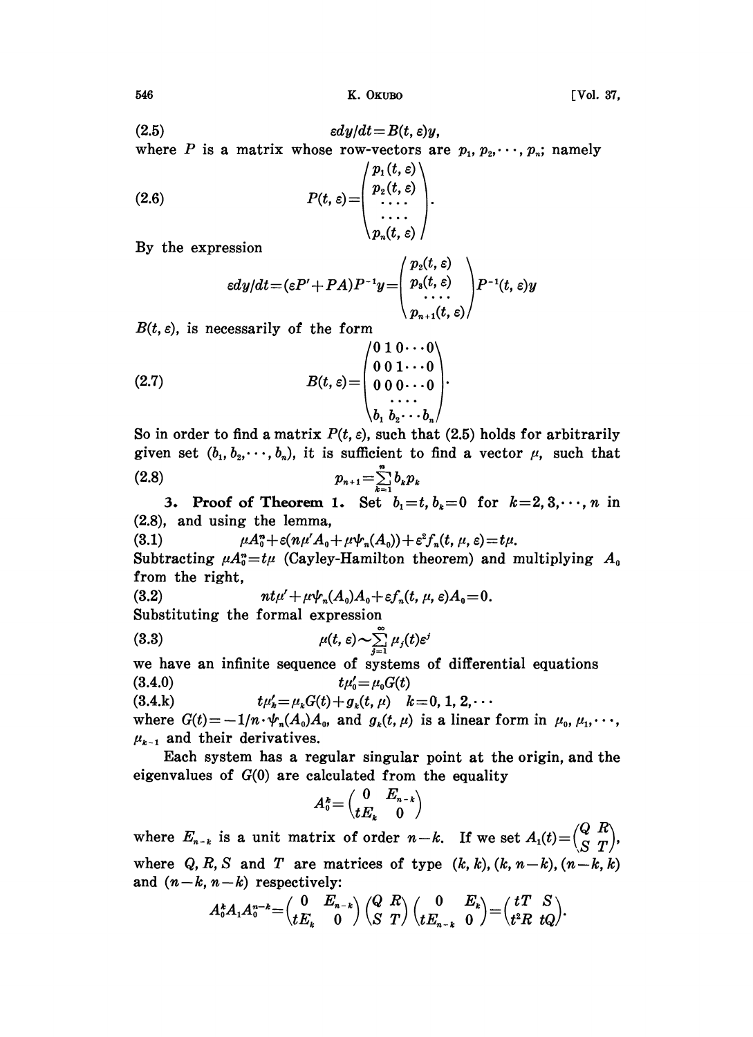$$\varepsilon dy/dt = B(t, \varepsilon)y, \tag{2.5}$$

where $P$ is a matrix whose row-vectors are $p_1, p_2, \cdots, p_n$; namely

$$P(t, \varepsilon) = \begin{pmatrix} p_1(t, \varepsilon) \\ p_2(t, \varepsilon) \\ \cdots \\ \cdots \\ p_n(t, \varepsilon) \end{pmatrix}. \tag{2.6}$$

By the expression

$$\varepsilon dy/dt = (\varepsilon P' + PA)P^{-1}y = \begin{pmatrix} p_2(t, \varepsilon) \\ p_3(t, \varepsilon) \\ \cdots \\ p_{n+1}(t, \varepsilon) \end{pmatrix} P^{-1}(t, \varepsilon)y$$

$B(t, \varepsilon)$, is necessarily of the form

$$B(t, \varepsilon) = \begin{pmatrix} 0 & 1 & 0 & \cdots & 0 \\ 0 & 0 & 1 & \cdots & 0 \\ 0 & 0 & 0 & \cdots & 0 \\ & & \cdots & & \\ b_1 & b_2 & \cdots & & b_n \end{pmatrix}. \tag{2.7}$$

So in order to find a matrix $P(t, \varepsilon)$, such that (2.5) holds for arbitrarily given set $(b_1, b_2, \cdots, b_n)$, it is sufficient to find a vector $\mu$, such that

$$p_{n+1} = \sum_{k=1}^{n} b_k p_k \tag{2.8}$$

**3. Proof of Theorem 1.** Set $b_1 = t$, $b_k = 0$ for $k = 2, 3, \cdots, n$ in (2.8), and using the lemma,

$$\mu A_0^n + \varepsilon(n\mu' A_0 + \mu\psi_n(A_0)) + \varepsilon^2 f_n(t, \mu, \varepsilon) = t\mu. \tag{3.1}$$

Subtracting $\mu A_0^n = t\mu$ (Cayley-Hamilton theorem) and multiplying $A_0$ from the right,

$$nt\mu' + \mu\psi_n(A_0)A_0 + \varepsilon f_n(t, \mu, \varepsilon)A_0 = 0. \tag{3.2}$$

Substituting the formal expression

$$\mu(t, \varepsilon) \sim \sum_{j=1}^{\infty} \mu_j(t)\varepsilon^j \tag{3.3}$$

we have an infinite sequence of systems of differential equations

$$t\mu_0' = \mu_0 G(t) \tag{3.4.0}$$

$$t\mu_k' = \mu_k G(t) + g_k(t, \mu) \quad k = 0, 1, 2, \cdots \tag{3.4.k}$$

where $G(t) = -1/n \cdot \psi_n(A_0)A_0$, and $g_k(t, \mu)$ is a linear form in $\mu_0, \mu_1, \cdots, \mu_{k-1}$ and their derivatives.

Each system has a regular singular point at the origin, and the eigenvalues of $G(0)$ are calculated from the equality

$$A_0^k = \begin{pmatrix} 0 & E_{n-k} \\ tE_k & 0 \end{pmatrix}$$

where $E_{n-k}$ is a unit matrix of order $n-k$. If we set $A_1(t) = \begin{pmatrix} Q & R \\ S & T \end{pmatrix}$, where $Q, R, S$ and $T$ are matrices of type $(k, k), (k, n-k), (n-k, k)$ and $(n-k, n-k)$ respectively:

$$A_0^k A_1 A_0^{n-k} = \begin{pmatrix} 0 & E_{n-k} \\ tE_k & 0 \end{pmatrix} \begin{pmatrix} Q & R \\ S & T \end{pmatrix} \begin{pmatrix} 0 & E_k \\ tE_{n-k} & 0 \end{pmatrix} = \begin{pmatrix} tT & S \\ t^2R & tQ \end{pmatrix}.$$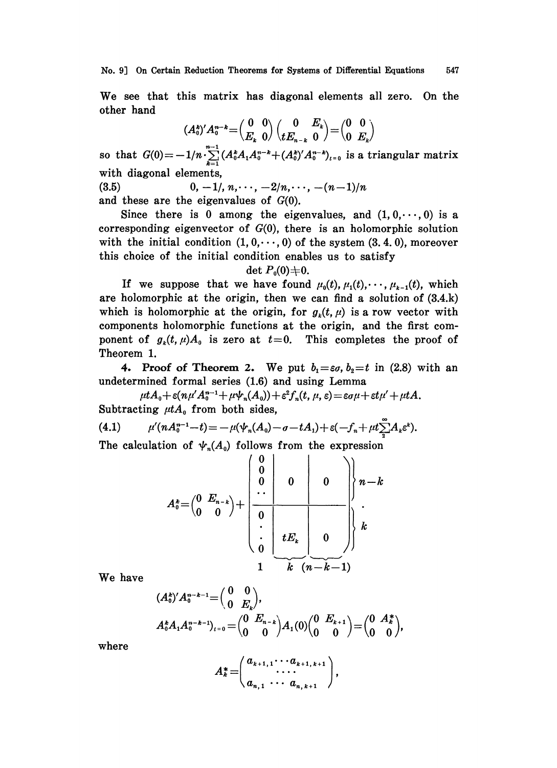We see that this matrix has diagonal elements all zero. On the other hand

$$(A_0^k)'A_0^{n-k}=\begin{pmatrix}0 & 0\\ E_k & 0\end{pmatrix}\begin{pmatrix}0 & E_k\\ tE_{n-k} & 0\end{pmatrix}=\begin{pmatrix}0 & 0\\ 0 & E_k\end{pmatrix}$$

so that $G(0)=-1/n\cdot\sum_{k=1}^{n-1}(A_0^kA_1A_0^{n-k}+(A_0^k)'A_0^{n-k})_{t=0}$ is a triangular matrix with diagonal elements,

(3.5) $$0, -1/, n, \cdots, -2/n, \cdots, -(n-1)/n$$

and these are the eigenvalues of $G(0)$.

Since there is 0 among the eigenvalues, and $(1, 0, \cdots, 0)$ is a corresponding eigenvector of $G(0)$, there is an holomorphic solution with the initial condition $(1, 0, \cdots, 0)$ of the system (3.4.0), moreover this choice of the initial condition enables us to satisfy

$$\det P_0(0)\neq 0.$$

If we suppose that we have found $\mu_0(t), \mu_1(t), \cdots, \mu_{k-1}(t)$, which are holomorphic at the origin, then we can find a solution of (3.4.k) which is holomorphic at the origin, for $g_k(t, \mu)$ is a row vector with components holomorphic functions at the origin, and the first component of $g_k(t, \mu)A_0$ is zero at $t=0$. This completes the proof of Theorem 1.

**4. Proof of Theorem 2.** We put $b_1=\varepsilon\sigma, b_2=t$ in (2.8) with an undetermined formal series (1.6) and using Lemma

$$\mu tA_0+\varepsilon(n\mu'A_0^{n-1}+\mu\psi_n(A_0))+\varepsilon^2f_n(t, \mu, \varepsilon)=\varepsilon\sigma\mu+\varepsilon t\mu'+\mu tA.$$

Subtracting $\mu tA_0$ from both sides,

(4.1) $$\mu'(nA_0^{n-1}-t)=-\mu(\psi_n(A_0)-\sigma-tA_1)+\varepsilon(-f_n+\mu t\sum_2^\infty A_k\varepsilon^k).$$

The calculation of $\psi_n(A_0)$ follows from the expression

$$A_0^k=\begin{pmatrix}0 & E_{n-k}\\ 0 & 0\end{pmatrix}+\left(\begin{array}{c|c|c}\begin{matrix}0\\0\\0\\ \cdot\cdot\end{matrix} & 0 & 0\\ \hline \begin{matrix}0\\ \cdot\\ \cdot\\ 0\end{matrix} & tE_k & 0\end{array}\right)\begin{matrix}\}\,n-k\\ \\ \}\,k\end{matrix}$$

where the column blocks have widths $1$, $k$, $(n-k-1)$.

We have

$$(A_0^k)'A_0^{n-k-1}=\begin{pmatrix}0 & 0\\ 0 & E_k\end{pmatrix},$$

$$A_0^kA_1A_0^{n-k-1})_{t=0}=\begin{pmatrix}0 & E_{n-k}\\ 0 & 0\end{pmatrix}A_1(0)\begin{pmatrix}0 & E_{k+1}\\ 0 & 0\end{pmatrix}=\begin{pmatrix}0 & A_k^*\\ 0 & 0\end{pmatrix},$$

where

$$A_k^*=\begin{pmatrix}a_{k+1,1}\cdots a_{k+1,k+1}\\ \cdots\cdot\\ a_{n,1}\ \cdots\ a_{n,k+1}\end{pmatrix},$$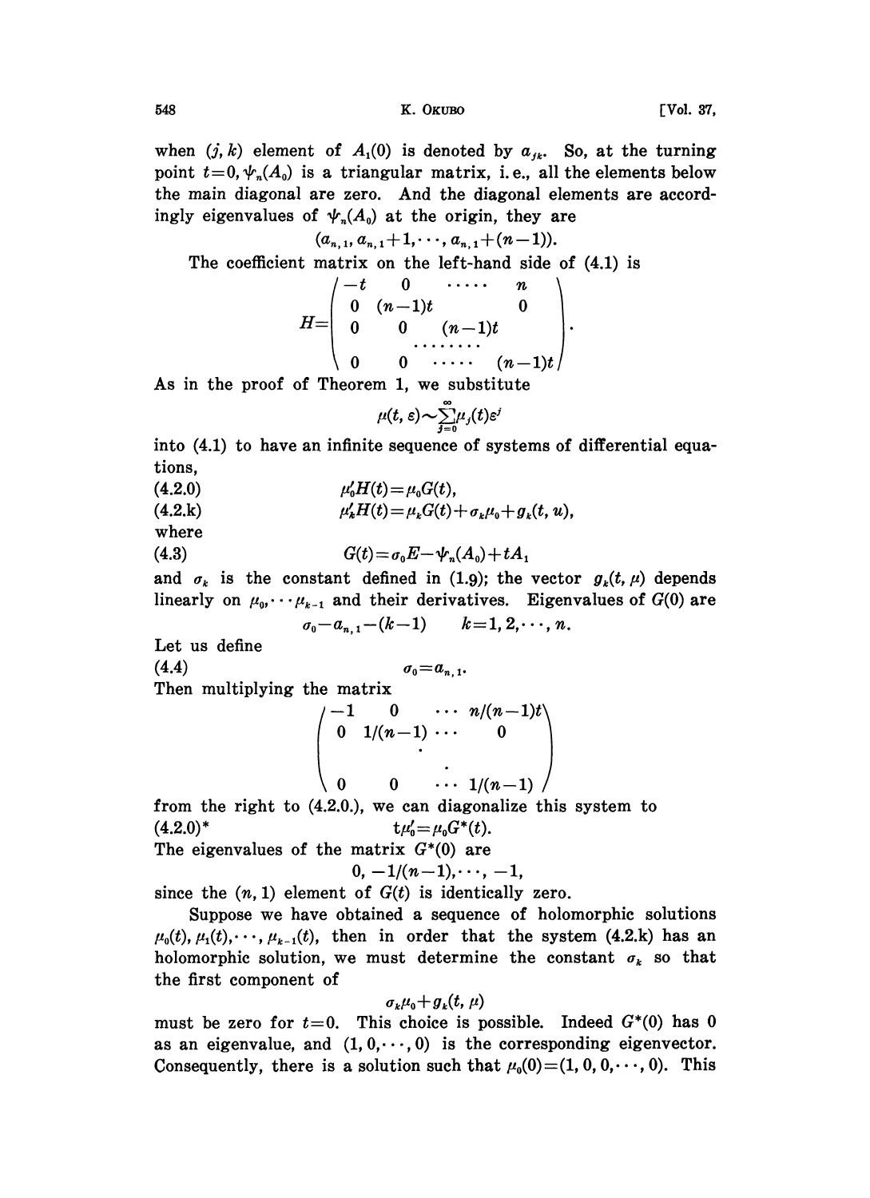when $(j, k)$ element of $A_1(0)$ is denoted by $a_{jk}$. So, at the turning point $t=0, \psi_n(A_0)$ is a triangular matrix, i.e., all the elements below the main diagonal are zero. And the diagonal elements are accordingly eigenvalues of $\psi_n(A_0)$ at the origin, they are

$$(a_{n,1}, a_{n,1}+1, \cdots, a_{n,1}+(n-1)).$$

The coefficient matrix on the left-hand side of (4.1) is

$$H=\begin{pmatrix} -t & 0 & \cdots\cdots & n \\ 0 & (n-1)t & & 0 \\ 0 & 0 & (n-1)t & \\ & & \cdots\cdots\cdots & \\ 0 & 0 & \cdots\cdots & (n-1)t \end{pmatrix}.$$

As in the proof of Theorem 1, we substitute

$$\mu(t, \varepsilon) \sim \sum_{j=0}^{\infty} \mu_j(t)\varepsilon^j$$

into (4.1) to have an infinite sequence of systems of differential equations,

$$\mu_0' H(t) = \mu_0 G(t), \tag{4.2.0}$$

$$\mu_k' H(t) = \mu_k G(t) + \sigma_k \mu_0 + g_k(t, u), \tag{4.2.k}$$

where

$$G(t) = \sigma_0 E - \psi_n(A_0) + tA_1 \tag{4.3}$$

and $\sigma_k$ is the constant defined in (1.9); the vector $g_k(t, \mu)$ depends linearly on $\mu_0, \cdots \mu_{k-1}$ and their derivatives. Eigenvalues of $G(0)$ are

$$\sigma_0 - a_{n,1} - (k-1) \qquad k=1, 2, \cdots, n.$$

Let us define

$$\sigma_0 = a_{n,1}. \tag{4.4}$$

Then multiplying the matrix

$$\begin{pmatrix} -1 & 0 & \cdots & n/(n-1)t \\ 0 & 1/(n-1) & \cdots & 0 \\ & & \cdot & \\ & & & \cdot \\ 0 & 0 & \cdots & 1/(n-1) \end{pmatrix}$$

from the right to (4.2.0.), we can diagonalize this system to

$$t\mu_0' = \mu_0 G^*(t). \tag{4.2.0)*}$$

The eigenvalues of the matrix $G^*(0)$ are

$$0, -1/(n-1), \cdots, -1,$$

since the $(n, 1)$ element of $G(t)$ is identically zero.

Suppose we have obtained a sequence of holomorphic solutions $\mu_0(t), \mu_1(t), \cdots, \mu_{k-1}(t)$, then in order that the system (4.2.k) has an holomorphic solution, we must determine the constant $\sigma_k$ so that the first component of

$$\sigma_k \mu_0 + g_k(t, \mu)$$

must be zero for $t=0$. This choice is possible. Indeed $G^*(0)$ has 0 as an eigenvalue, and $(1, 0, \cdots, 0)$ is the corresponding eigenvector. Consequently, there is a solution such that $\mu_0(0) = (1, 0, 0, \cdots, 0)$. This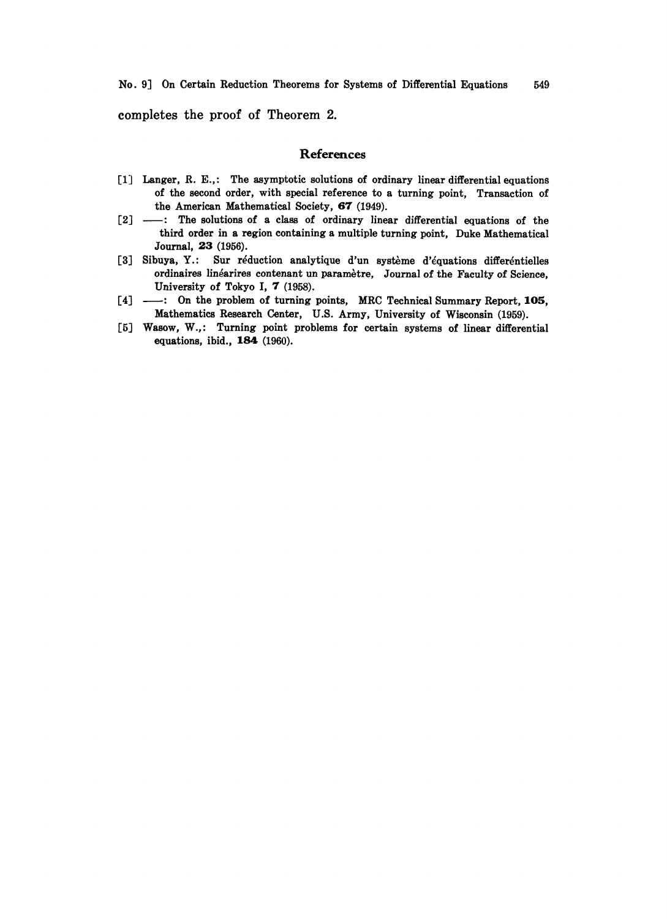completes the proof of Theorem 2.

## References

[1] Langer, R. E.,: The asymptotic solutions of ordinary linear differential equations of the second order, with special reference to a turning point, Transaction of the American Mathematical Society, **67** (1949).

[2] ——: The solutions of a class of ordinary linear differential equations of the third order in a region containing a multiple turning point, Duke Mathematical Journal, **23** (1956).

[3] Sibuya, Y.: Sur réduction analytique d'un système d'équations differéntielles ordinaires linéarires contenant un paramètre, Journal of the Faculty of Science, University of Tokyo I, **7** (1958).

[4] ——: On the problem of turning points, MRC Technical Summary Report, **105**, Mathematics Research Center, U.S. Army, University of Wisconsin (1959).

[5] Wasow, W.,: Turning point problems for certain systems of linear differential equations, ibid., **184** (1960).